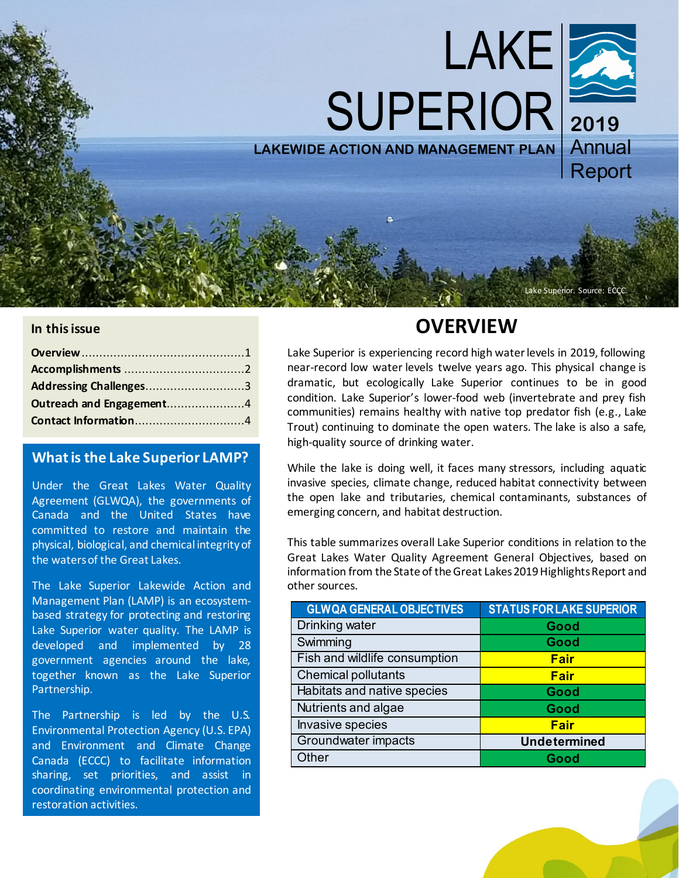# LAKE SUPERIOR

**LAKEWIDE ACTION AND MANAGEMENT PLAN**

**2019** Annual Report

Lake Superior. Source: ECCC.

### In this issue

**Overview**..............................................1
**Accomplishments** ..................................2
**Addressing Challenges**............................3
**Outreach and Engagement**......................4
**Contact Information**...............................4

### What is the Lake Superior LAMP?

Under the Great Lakes Water Quality Agreement (GLWQA), the governments of Canada and the United States have committed to restore and maintain the physical, biological, and chemical integrity of the waters of the Great Lakes.

The Lake Superior Lakewide Action and Management Plan (LAMP) is an ecosystem-based strategy for protecting and restoring Lake Superior water quality. The LAMP is developed and implemented by 28 government agencies around the lake, together known as the Lake Superior Partnership.

The Partnership is led by the U.S. Environmental Protection Agency (U.S. EPA) and Environment and Climate Change Canada (ECCC) to facilitate information sharing, set priorities, and assist in coordinating environmental protection and restoration activities.

## OVERVIEW

Lake Superior is experiencing record high water levels in 2019, following near-record low water levels twelve years ago. This physical change is dramatic, but ecologically Lake Superior continues to be in good condition. Lake Superior's lower-food web (invertebrate and prey fish communities) remains healthy with native top predator fish (e.g., Lake Trout) continuing to dominate the open waters. The lake is also a safe, high-quality source of drinking water.

While the lake is doing well, it faces many stressors, including aquatic invasive species, climate change, reduced habitat connectivity between the open lake and tributaries, chemical contaminants, substances of emerging concern, and habitat destruction.

This table summarizes overall Lake Superior conditions in relation to the Great Lakes Water Quality Agreement General Objectives, based on information from the State of the Great Lakes 2019 Highlights Report and other sources.

| GLWQA GENERAL OBJECTIVES | STATUS FOR LAKE SUPERIOR |
|---|---|
| Drinking water | Good |
| Swimming | Good |
| Fish and wildlife consumption | Fair |
| Chemical pollutants | Fair |
| Habitats and native species | Good |
| Nutrients and algae | Good |
| Invasive species | Fair |
| Groundwater impacts | Undetermined |
| Other | Good |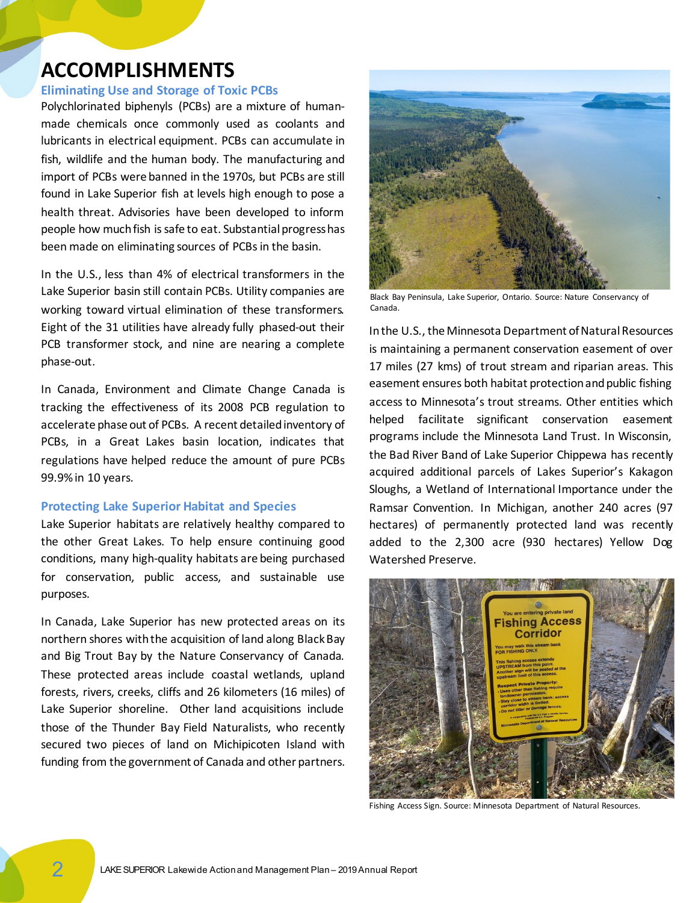# ACCOMPLISHMENTS

## Eliminating Use and Storage of Toxic PCBs

Polychlorinated biphenyls (PCBs) are a mixture of human-made chemicals once commonly used as coolants and lubricants in electrical equipment. PCBs can accumulate in fish, wildlife and the human body. The manufacturing and import of PCBs were banned in the 1970s, but PCBs are still found in Lake Superior fish at levels high enough to pose a health threat. Advisories have been developed to inform people how much fish is safe to eat. Substantial progress has been made on eliminating sources of PCBs in the basin.

In the U.S., less than 4% of electrical transformers in the Lake Superior basin still contain PCBs. Utility companies are working toward virtual elimination of these transformers. Eight of the 31 utilities have already fully phased-out their PCB transformer stock, and nine are nearing a complete phase-out.

In Canada, Environment and Climate Change Canada is tracking the effectiveness of its 2008 PCB regulation to accelerate phase out of PCBs. A recent detailed inventory of PCBs, in a Great Lakes basin location, indicates that regulations have helped reduce the amount of pure PCBs 99.9% in 10 years.

## Protecting Lake Superior Habitat and Species

Lake Superior habitats are relatively healthy compared to the other Great Lakes. To help ensure continuing good conditions, many high-quality habitats are being purchased for conservation, public access, and sustainable use purposes.

In Canada, Lake Superior has new protected areas on its northern shores with the acquisition of land along Black Bay and Big Trout Bay by the Nature Conservancy of Canada. These protected areas include coastal wetlands, upland forests, rivers, creeks, cliffs and 26 kilometers (16 miles) of Lake Superior shoreline. Other land acquisitions include those of the Thunder Bay Field Naturalists, who recently secured two pieces of land on Michipicoten Island with funding from the government of Canada and other partners.

Black Bay Peninsula, Lake Superior, Ontario. Source: Nature Conservancy of Canada.

In the U.S., the Minnesota Department of Natural Resources is maintaining a permanent conservation easement of over 17 miles (27 kms) of trout stream and riparian areas. This easement ensures both habitat protection and public fishing access to Minnesota's trout streams. Other entities which helped facilitate significant conservation easement programs include the Minnesota Land Trust. In Wisconsin, the Bad River Band of Lake Superior Chippewa has recently acquired additional parcels of Lakes Superior's Kakagon Sloughs, a Wetland of International Importance under the Ramsar Convention. In Michigan, another 240 acres (97 hectares) of permanently protected land was recently added to the 2,300 acre (930 hectares) Yellow Dog Watershed Preserve.

Fishing Access Sign. Source: Minnesota Department of Natural Resources.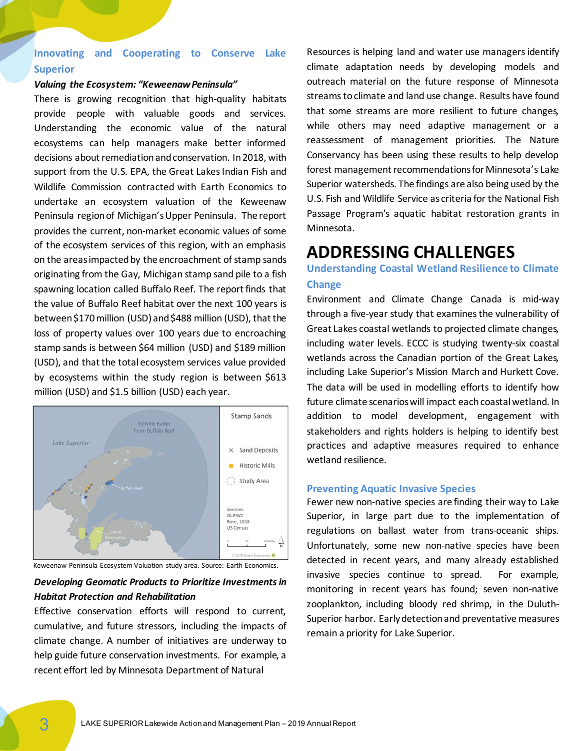### Innovating and Cooperating to Conserve Lake Superior

***Valuing the Ecosystem: "Keweenaw Peninsula"***

There is growing recognition that high-quality habitats provide people with valuable goods and services. Understanding the economic value of the natural ecosystems can help managers make better informed decisions about remediation and conservation. In 2018, with support from the U.S. EPA, the Great Lakes Indian Fish and Wildlife Commission contracted with Earth Economics to undertake an ecosystem valuation of the Keweenaw Peninsula region of Michigan's Upper Peninsula. The report provides the current, non-market economic values of some of the ecosystem services of this region, with an emphasis on the areas impacted by the encroachment of stamp sands originating from the Gay, Michigan stamp sand pile to a fish spawning location called Buffalo Reef. The report finds that the value of Buffalo Reef habitat over the next 100 years is between $170 million (USD) and $488 million (USD), that the loss of property values over 100 years due to encroaching stamp sands is between $64 million (USD) and $189 million (USD), and that the total ecosystem services value provided by ecosystems within the study region is between $613 million (USD) and $1.5 billion (USD) each year.

Keweenaw Peninsula Ecosystem Valuation study area. Source: Earth Economics.

***Developing Geomatic Products to Prioritize Investments in Habitat Protection and Rehabilitation***

Effective conservation efforts will respond to current, cumulative, and future stressors, including the impacts of climate change. A number of initiatives are underway to help guide future conservation investments. For example, a recent effort led by Minnesota Department of Natural Resources is helping land and water use managers identify climate adaptation needs by developing models and outreach material on the future response of Minnesota streams to climate and land use change. Results have found that some streams are more resilient to future changes, while others may need adaptive management or a reassessment of management priorities. The Nature Conservancy has been using these results to help develop forest management recommendations for Minnesota's Lake Superior watersheds. The findings are also being used by the U.S. Fish and Wildlife Service as criteria for the National Fish Passage Program's aquatic habitat restoration grants in Minnesota.

# ADDRESSING CHALLENGES

### Understanding Coastal Wetland Resilience to Climate Change

Environment and Climate Change Canada is mid-way through a five-year study that examines the vulnerability of Great Lakes coastal wetlands to projected climate changes, including water levels. ECCC is studying twenty-six coastal wetlands across the Canadian portion of the Great Lakes, including Lake Superior's Mission March and Hurkett Cove. The data will be used in modelling efforts to identify how future climate scenarios will impact each coastal wetland. In addition to model development, engagement with stakeholders and rights holders is helping to identify best practices and adaptive measures required to enhance wetland resilience.

### Preventing Aquatic Invasive Species

Fewer new non-native species are finding their way to Lake Superior, in large part due to the implementation of regulations on ballast water from trans-oceanic ships. Unfortunately, some new non-native species have been detected in recent years, and many already established invasive species continue to spread. For example, monitoring in recent years has found; seven non-native zooplankton, including bloody red shrimp, in the Duluth-Superior harbor. Early detection and preventative measures remain a priority for Lake Superior.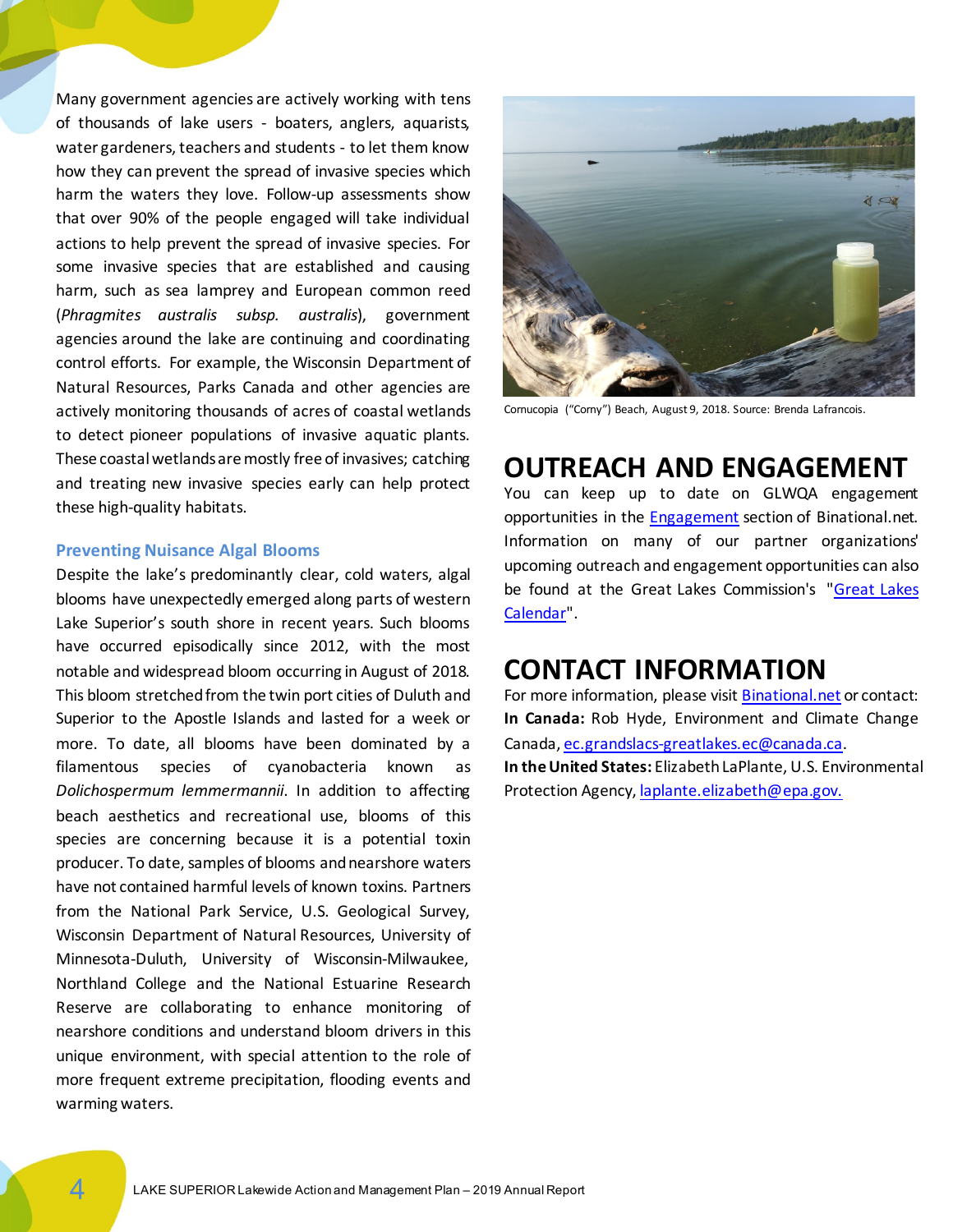Many government agencies are actively working with tens of thousands of lake users - boaters, anglers, aquarists, water gardeners, teachers and students - to let them know how they can prevent the spread of invasive species which harm the waters they love. Follow-up assessments show that over 90% of the people engaged will take individual actions to help prevent the spread of invasive species. For some invasive species that are established and causing harm, such as sea lamprey and European common reed (*Phragmites australis subsp. australis*), government agencies around the lake are continuing and coordinating control efforts. For example, the Wisconsin Department of Natural Resources, Parks Canada and other agencies are actively monitoring thousands of acres of coastal wetlands to detect pioneer populations of invasive aquatic plants. These coastal wetlands are mostly free of invasives; catching and treating new invasive species early can help protect these high-quality habitats.

### Preventing Nuisance Algal Blooms

Despite the lake's predominantly clear, cold waters, algal blooms have unexpectedly emerged along parts of western Lake Superior's south shore in recent years. Such blooms have occurred episodically since 2012, with the most notable and widespread bloom occurring in August of 2018. This bloom stretched from the twin port cities of Duluth and Superior to the Apostle Islands and lasted for a week or more. To date, all blooms have been dominated by a filamentous species of cyanobacteria known as *Dolichospermum lemmermannii*. In addition to affecting beach aesthetics and recreational use, blooms of this species are concerning because it is a potential toxin producer. To date, samples of blooms and nearshore waters have not contained harmful levels of known toxins. Partners from the National Park Service, U.S. Geological Survey, Wisconsin Department of Natural Resources, University of Minnesota-Duluth, University of Wisconsin-Milwaukee, Northland College and the National Estuarine Research Reserve are collaborating to enhance monitoring of nearshore conditions and understand bloom drivers in this unique environment, with special attention to the role of more frequent extreme precipitation, flooding events and warming waters.

Cornucopia ("Corny") Beach, August 9, 2018. Source: Brenda Lafrancois.

## OUTREACH AND ENGAGEMENT

You can keep up to date on GLWQA engagement opportunities in the Engagement section of Binational.net. Information on many of our partner organizations' upcoming outreach and engagement opportunities can also be found at the Great Lakes Commission's "Great Lakes Calendar".

## CONTACT INFORMATION

For more information, please visit Binational.net or contact:
**In Canada:** Rob Hyde, Environment and Climate Change Canada, ec.grandslacs-greatlakes.ec@canada.ca.
**In the United States:** Elizabeth LaPlante, U.S. Environmental Protection Agency, laplante.elizabeth@epa.gov.